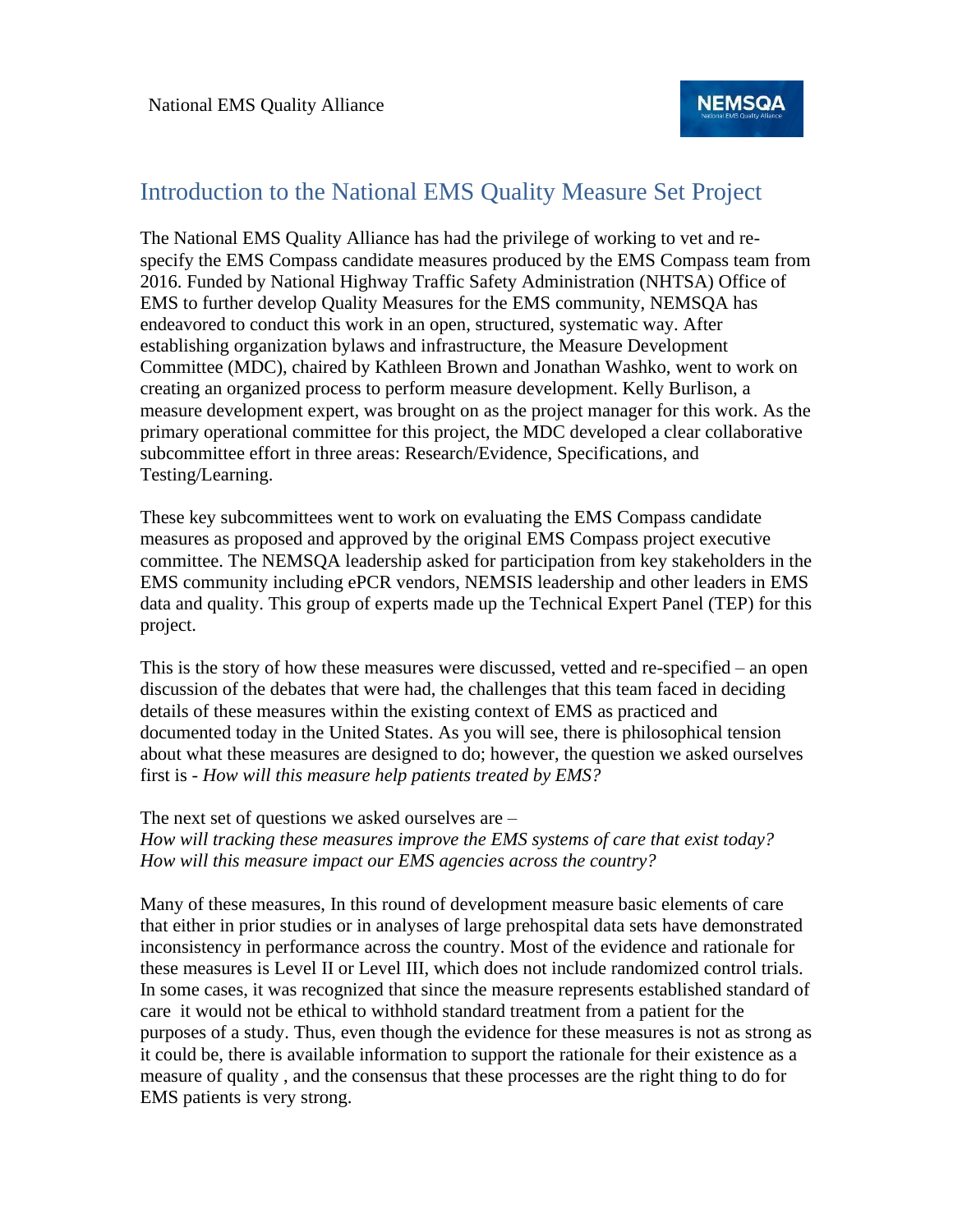National EMS Quality Alliance

# Introduction to the National EMS Quality Measure Set Project

The National EMS Quality Alliance has had the privilege of working to vet and re-specify the EMS Compass candidate measures produced by the EMS Compass team from 2016. Funded by National Highway Traffic Safety Administration (NHTSA) Office of EMS to further develop Quality Measures for the EMS community, NEMSQA has endeavored to conduct this work in an open, structured, systematic way. After establishing organization bylaws and infrastructure, the Measure Development Committee (MDC), chaired by Kathleen Brown and Jonathan Washko, went to work on creating an organized process to perform measure development. Kelly Burlison, a measure development expert, was brought on as the project manager for this work. As the primary operational committee for this project, the MDC developed a clear collaborative subcommittee effort in three areas: Research/Evidence, Specifications, and Testing/Learning.

These key subcommittees went to work on evaluating the EMS Compass candidate measures as proposed and approved by the original EMS Compass project executive committee. The NEMSQA leadership asked for participation from key stakeholders in the EMS community including ePCR vendors, NEMSIS leadership and other leaders in EMS data and quality. This group of experts made up the Technical Expert Panel (TEP) for this project.

This is the story of how these measures were discussed, vetted and re-specified – an open discussion of the debates that were had, the challenges that this team faced in deciding details of these measures within the existing context of EMS as practiced and documented today in the United States. As you will see, there is philosophical tension about what these measures are designed to do; however, the question we asked ourselves first is - *How will this measure help patients treated by EMS?*

The next set of questions we asked ourselves are –
*How will tracking these measures improve the EMS systems of care that exist today?*
*How will this measure impact our EMS agencies across the country?*

Many of these measures, In this round of development measure basic elements of care that either in prior studies or in analyses of large prehospital data sets have demonstrated inconsistency in performance across the country. Most of the evidence and rationale for these measures is Level II or Level III, which does not include randomized control trials. In some cases, it was recognized that since the measure represents established standard of care it would not be ethical to withhold standard treatment from a patient for the purposes of a study. Thus, even though the evidence for these measures is not as strong as it could be, there is available information to support the rationale for their existence as a measure of quality , and the consensus that these processes are the right thing to do for EMS patients is very strong.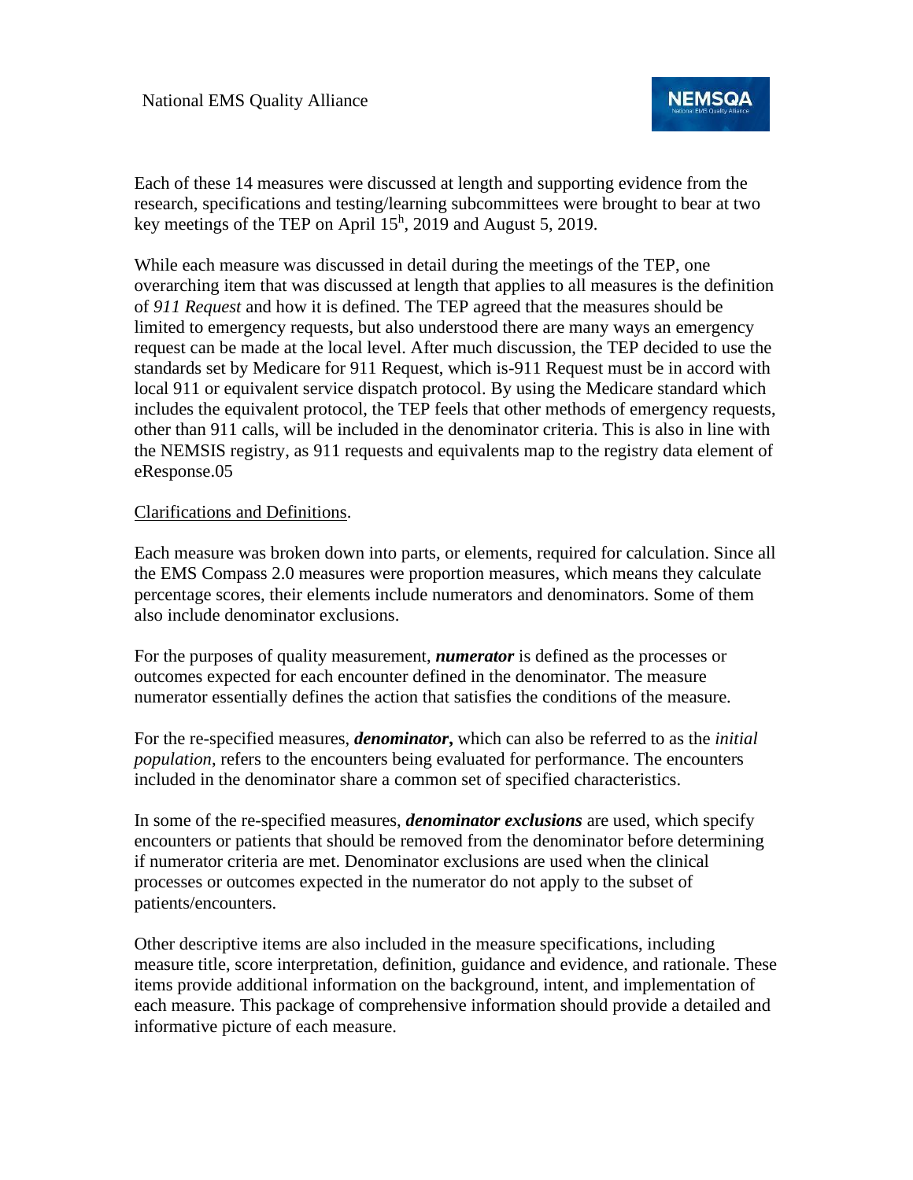Each of these 14 measures were discussed at length and supporting evidence from the research, specifications and testing/learning subcommittees were brought to bear at two key meetings of the TEP on April 15h, 2019 and August 5, 2019.

While each measure was discussed in detail during the meetings of the TEP, one overarching item that was discussed at length that applies to all measures is the definition of *911 Request* and how it is defined. The TEP agreed that the measures should be limited to emergency requests, but also understood there are many ways an emergency request can be made at the local level. After much discussion, the TEP decided to use the standards set by Medicare for 911 Request, which is-911 Request must be in accord with local 911 or equivalent service dispatch protocol. By using the Medicare standard which includes the equivalent protocol, the TEP feels that other methods of emergency requests, other than 911 calls, will be included in the denominator criteria. This is also in line with the NEMSIS registry, as 911 requests and equivalents map to the registry data element of eResponse.05

<u>Clarifications and Definitions</u>.

Each measure was broken down into parts, or elements, required for calculation. Since all the EMS Compass 2.0 measures were proportion measures, which means they calculate percentage scores, their elements include numerators and denominators. Some of them also include denominator exclusions.

For the purposes of quality measurement, ***numerator*** is defined as the processes or outcomes expected for each encounter defined in the denominator. The measure numerator essentially defines the action that satisfies the conditions of the measure.

For the re-specified measures, ***denominator*,** which can also be referred to as the *initial population*, refers to the encounters being evaluated for performance. The encounters included in the denominator share a common set of specified characteristics.

In some of the re-specified measures, ***denominator exclusions*** are used, which specify encounters or patients that should be removed from the denominator before determining if numerator criteria are met. Denominator exclusions are used when the clinical processes or outcomes expected in the numerator do not apply to the subset of patients/encounters.

Other descriptive items are also included in the measure specifications, including measure title, score interpretation, definition, guidance and evidence, and rationale. These items provide additional information on the background, intent, and implementation of each measure. This package of comprehensive information should provide a detailed and informative picture of each measure.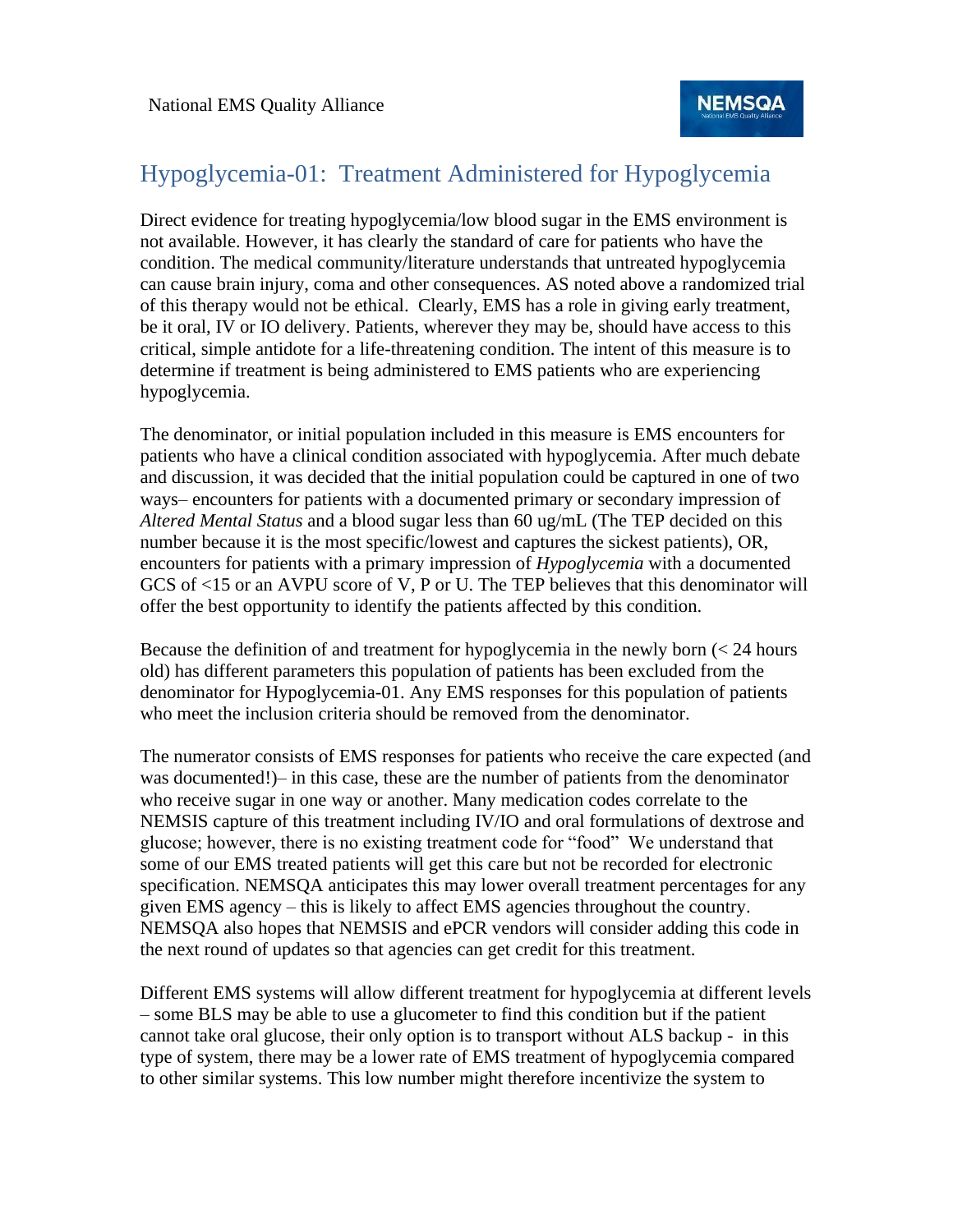# Hypoglycemia-01: Treatment Administered for Hypoglycemia

Direct evidence for treating hypoglycemia/low blood sugar in the EMS environment is not available. However, it has clearly the standard of care for patients who have the condition. The medical community/literature understands that untreated hypoglycemia can cause brain injury, coma and other consequences. AS noted above a randomized trial of this therapy would not be ethical. Clearly, EMS has a role in giving early treatment, be it oral, IV or IO delivery. Patients, wherever they may be, should have access to this critical, simple antidote for a life-threatening condition. The intent of this measure is to determine if treatment is being administered to EMS patients who are experiencing hypoglycemia.

The denominator, or initial population included in this measure is EMS encounters for patients who have a clinical condition associated with hypoglycemia. After much debate and discussion, it was decided that the initial population could be captured in one of two ways– encounters for patients with a documented primary or secondary impression of *Altered Mental Status* and a blood sugar less than 60 ug/mL (The TEP decided on this number because it is the most specific/lowest and captures the sickest patients), OR, encounters for patients with a primary impression of *Hypoglycemia* with a documented GCS of <15 or an AVPU score of V, P or U. The TEP believes that this denominator will offer the best opportunity to identify the patients affected by this condition.

Because the definition of and treatment for hypoglycemia in the newly born (< 24 hours old) has different parameters this population of patients has been excluded from the denominator for Hypoglycemia-01. Any EMS responses for this population of patients who meet the inclusion criteria should be removed from the denominator.

The numerator consists of EMS responses for patients who receive the care expected (and was documented!)– in this case, these are the number of patients from the denominator who receive sugar in one way or another. Many medication codes correlate to the NEMSIS capture of this treatment including IV/IO and oral formulations of dextrose and glucose; however, there is no existing treatment code for "food" We understand that some of our EMS treated patients will get this care but not be recorded for electronic specification. NEMSQA anticipates this may lower overall treatment percentages for any given EMS agency – this is likely to affect EMS agencies throughout the country. NEMSQA also hopes that NEMSIS and ePCR vendors will consider adding this code in the next round of updates so that agencies can get credit for this treatment.

Different EMS systems will allow different treatment for hypoglycemia at different levels – some BLS may be able to use a glucometer to find this condition but if the patient cannot take oral glucose, their only option is to transport without ALS backup - in this type of system, there may be a lower rate of EMS treatment of hypoglycemia compared to other similar systems. This low number might therefore incentivize the system to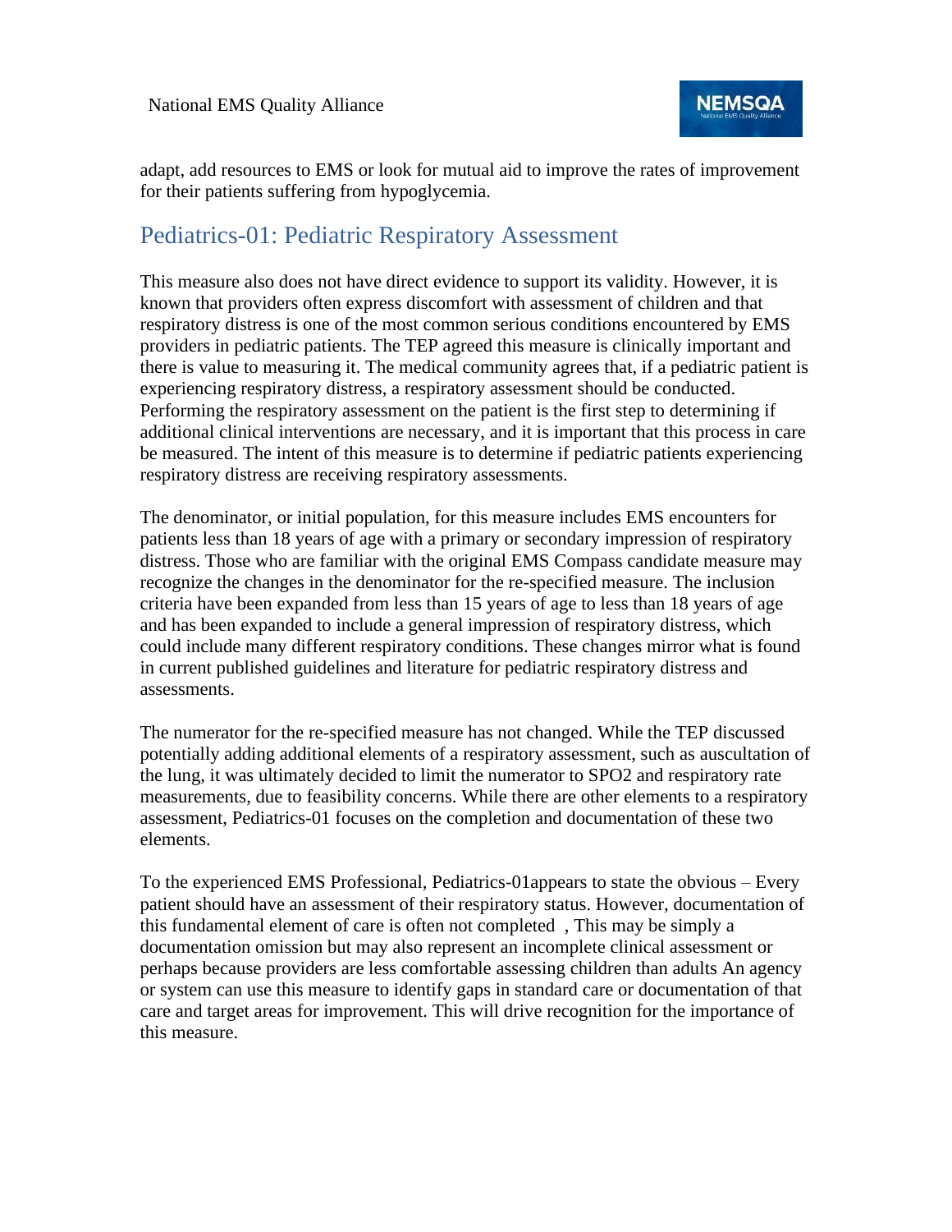adapt, add resources to EMS or look for mutual aid to improve the rates of improvement for their patients suffering from hypoglycemia.

## Pediatrics-01: Pediatric Respiratory Assessment

This measure also does not have direct evidence to support its validity. However, it is known that providers often express discomfort with assessment of children and that respiratory distress is one of the most common serious conditions encountered by EMS providers in pediatric patients. The TEP agreed this measure is clinically important and there is value to measuring it. The medical community agrees that, if a pediatric patient is experiencing respiratory distress, a respiratory assessment should be conducted. Performing the respiratory assessment on the patient is the first step to determining if additional clinical interventions are necessary, and it is important that this process in care be measured. The intent of this measure is to determine if pediatric patients experiencing respiratory distress are receiving respiratory assessments.

The denominator, or initial population, for this measure includes EMS encounters for patients less than 18 years of age with a primary or secondary impression of respiratory distress. Those who are familiar with the original EMS Compass candidate measure may recognize the changes in the denominator for the re-specified measure. The inclusion criteria have been expanded from less than 15 years of age to less than 18 years of age and has been expanded to include a general impression of respiratory distress, which could include many different respiratory conditions. These changes mirror what is found in current published guidelines and literature for pediatric respiratory distress and assessments.

The numerator for the re-specified measure has not changed. While the TEP discussed potentially adding additional elements of a respiratory assessment, such as auscultation of the lung, it was ultimately decided to limit the numerator to SPO2 and respiratory rate measurements, due to feasibility concerns. While there are other elements to a respiratory assessment, Pediatrics-01 focuses on the completion and documentation of these two elements.

To the experienced EMS Professional, Pediatrics-01appears to state the obvious – Every patient should have an assessment of their respiratory status. However, documentation of this fundamental element of care is often not completed , This may be simply a documentation omission but may also represent an incomplete clinical assessment or perhaps because providers are less comfortable assessing children than adults An agency or system can use this measure to identify gaps in standard care or documentation of that care and target areas for improvement. This will drive recognition for the importance of this measure.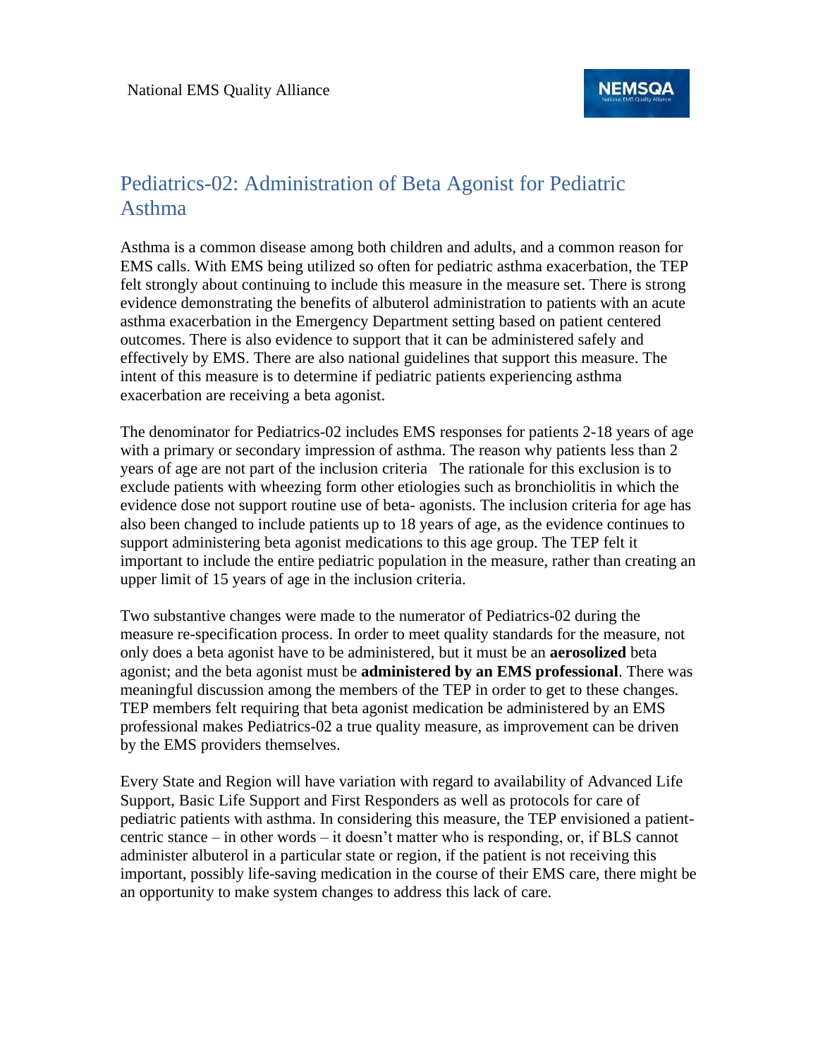## Pediatrics-02: Administration of Beta Agonist for Pediatric Asthma

Asthma is a common disease among both children and adults, and a common reason for EMS calls. With EMS being utilized so often for pediatric asthma exacerbation, the TEP felt strongly about continuing to include this measure in the measure set. There is strong evidence demonstrating the benefits of albuterol administration to patients with an acute asthma exacerbation in the Emergency Department setting based on patient centered outcomes. There is also evidence to support that it can be administered safely and effectively by EMS. There are also national guidelines that support this measure. The intent of this measure is to determine if pediatric patients experiencing asthma exacerbation are receiving a beta agonist.

The denominator for Pediatrics-02 includes EMS responses for patients 2-18 years of age with a primary or secondary impression of asthma. The reason why patients less than 2 years of age are not part of the inclusion criteria  The rationale for this exclusion is to exclude patients with wheezing form other etiologies such as bronchiolitis in which the evidence dose not support routine use of beta- agonists. The inclusion criteria for age has also been changed to include patients up to 18 years of age, as the evidence continues to support administering beta agonist medications to this age group. The TEP felt it important to include the entire pediatric population in the measure, rather than creating an upper limit of 15 years of age in the inclusion criteria.

Two substantive changes were made to the numerator of Pediatrics-02 during the measure re-specification process. In order to meet quality standards for the measure, not only does a beta agonist have to be administered, but it must be an **aerosolized** beta agonist; and the beta agonist must be **administered by an EMS professional**. There was meaningful discussion among the members of the TEP in order to get to these changes. TEP members felt requiring that beta agonist medication be administered by an EMS professional makes Pediatrics-02 a true quality measure, as improvement can be driven by the EMS providers themselves.

Every State and Region will have variation with regard to availability of Advanced Life Support, Basic Life Support and First Responders as well as protocols for care of pediatric patients with asthma. In considering this measure, the TEP envisioned a patient-centric stance – in other words – it doesn't matter who is responding, or, if BLS cannot administer albuterol in a particular state or region, if the patient is not receiving this important, possibly life-saving medication in the course of their EMS care, there might be an opportunity to make system changes to address this lack of care.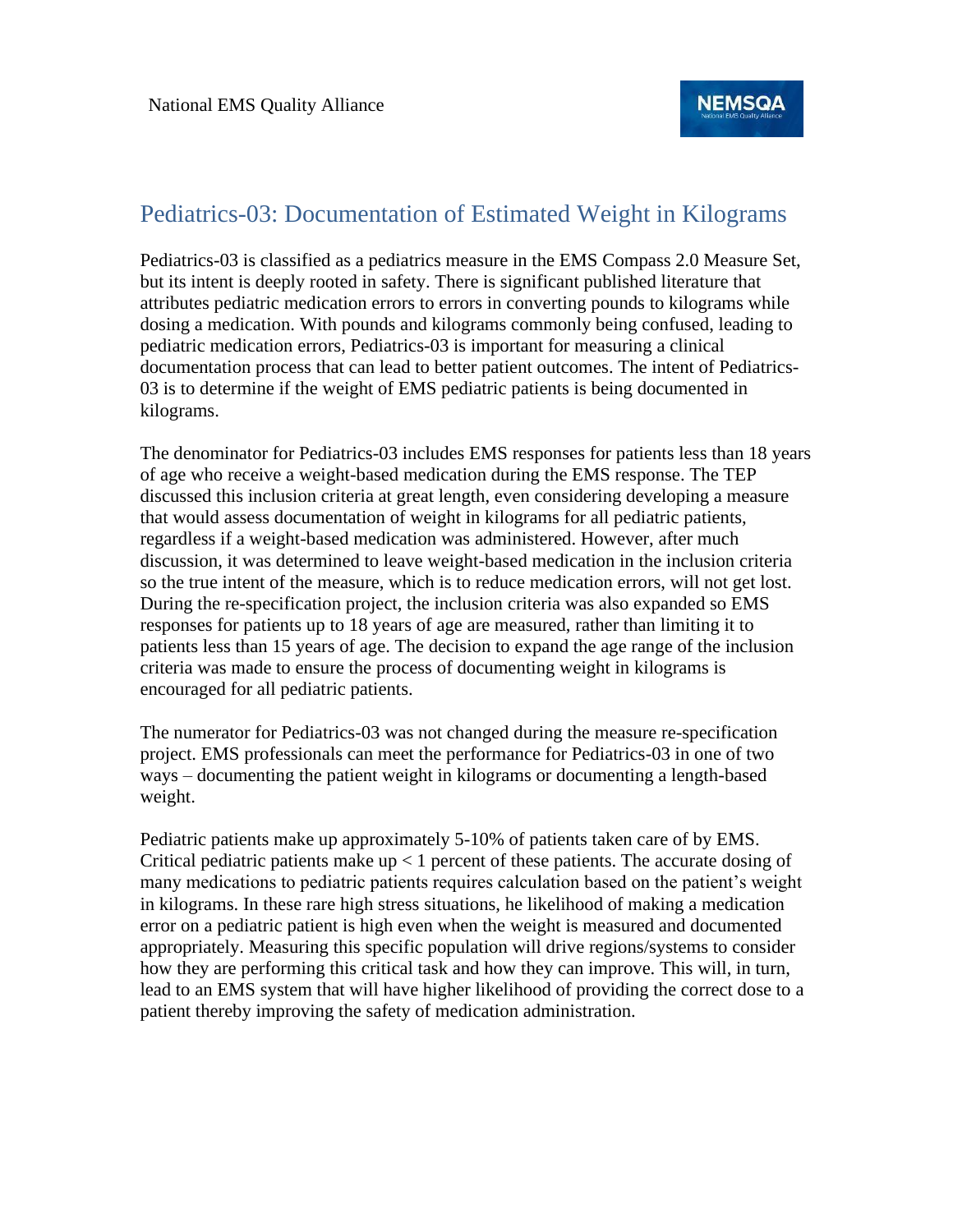## Pediatrics-03: Documentation of Estimated Weight in Kilograms

Pediatrics-03 is classified as a pediatrics measure in the EMS Compass 2.0 Measure Set, but its intent is deeply rooted in safety. There is significant published literature that attributes pediatric medication errors to errors in converting pounds to kilograms while dosing a medication. With pounds and kilograms commonly being confused, leading to pediatric medication errors, Pediatrics-03 is important for measuring a clinical documentation process that can lead to better patient outcomes. The intent of Pediatrics-03 is to determine if the weight of EMS pediatric patients is being documented in kilograms.

The denominator for Pediatrics-03 includes EMS responses for patients less than 18 years of age who receive a weight-based medication during the EMS response. The TEP discussed this inclusion criteria at great length, even considering developing a measure that would assess documentation of weight in kilograms for all pediatric patients, regardless if a weight-based medication was administered. However, after much discussion, it was determined to leave weight-based medication in the inclusion criteria so the true intent of the measure, which is to reduce medication errors, will not get lost. During the re-specification project, the inclusion criteria was also expanded so EMS responses for patients up to 18 years of age are measured, rather than limiting it to patients less than 15 years of age. The decision to expand the age range of the inclusion criteria was made to ensure the process of documenting weight in kilograms is encouraged for all pediatric patients.

The numerator for Pediatrics-03 was not changed during the measure re-specification project. EMS professionals can meet the performance for Pediatrics-03 in one of two ways – documenting the patient weight in kilograms or documenting a length-based weight.

Pediatric patients make up approximately 5-10% of patients taken care of by EMS. Critical pediatric patients make up < 1 percent of these patients. The accurate dosing of many medications to pediatric patients requires calculation based on the patient's weight in kilograms. In these rare high stress situations, he likelihood of making a medication error on a pediatric patient is high even when the weight is measured and documented appropriately. Measuring this specific population will drive regions/systems to consider how they are performing this critical task and how they can improve. This will, in turn, lead to an EMS system that will have higher likelihood of providing the correct dose to a patient thereby improving the safety of medication administration.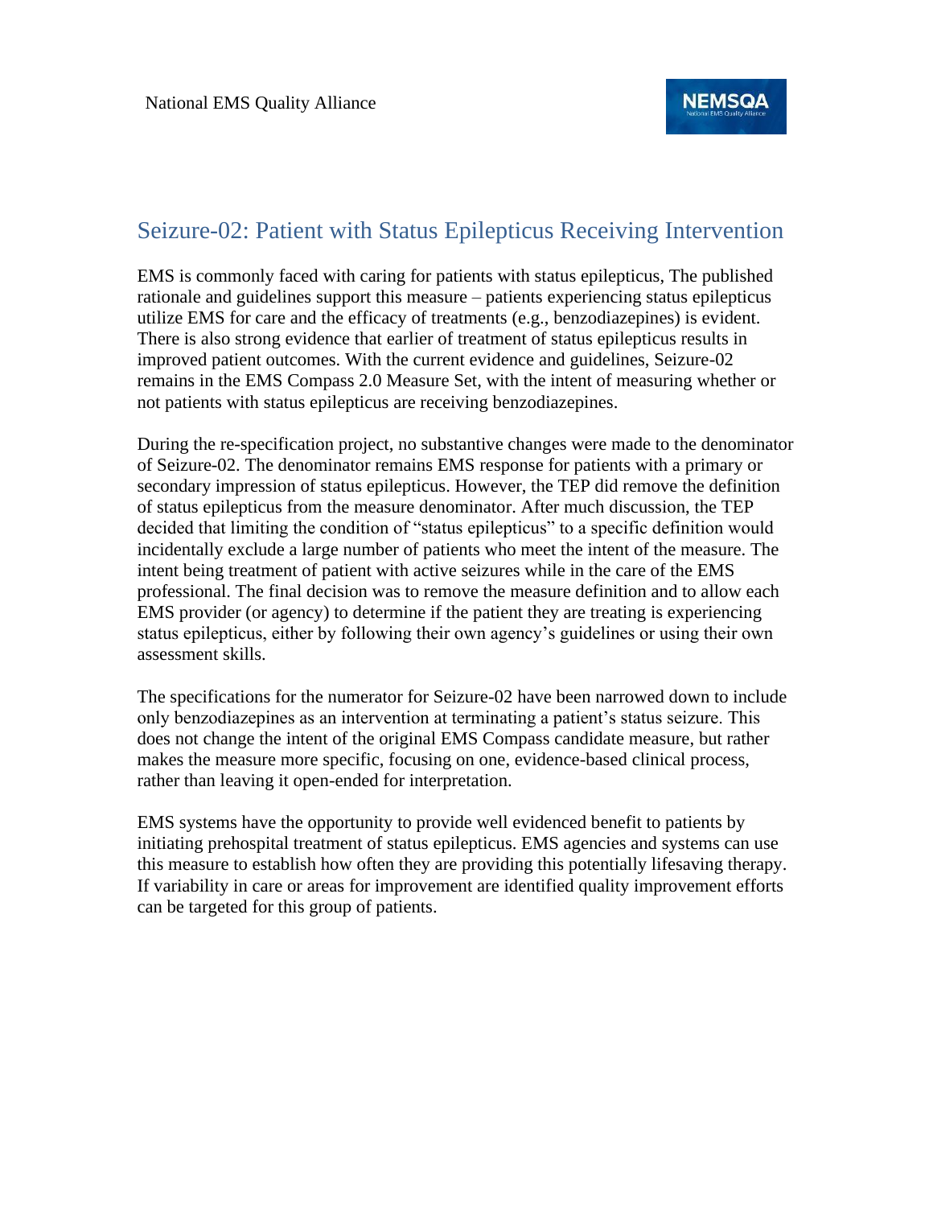## Seizure-02: Patient with Status Epilepticus Receiving Intervention

EMS is commonly faced with caring for patients with status epilepticus, The published rationale and guidelines support this measure – patients experiencing status epilepticus utilize EMS for care and the efficacy of treatments (e.g., benzodiazepines) is evident. There is also strong evidence that earlier of treatment of status epilepticus results in improved patient outcomes. With the current evidence and guidelines, Seizure-02 remains in the EMS Compass 2.0 Measure Set, with the intent of measuring whether or not patients with status epilepticus are receiving benzodiazepines.

During the re-specification project, no substantive changes were made to the denominator of Seizure-02. The denominator remains EMS response for patients with a primary or secondary impression of status epilepticus. However, the TEP did remove the definition of status epilepticus from the measure denominator. After much discussion, the TEP decided that limiting the condition of "status epilepticus" to a specific definition would incidentally exclude a large number of patients who meet the intent of the measure. The intent being treatment of patient with active seizures while in the care of the EMS professional. The final decision was to remove the measure definition and to allow each EMS provider (or agency) to determine if the patient they are treating is experiencing status epilepticus, either by following their own agency's guidelines or using their own assessment skills.

The specifications for the numerator for Seizure-02 have been narrowed down to include only benzodiazepines as an intervention at terminating a patient's status seizure. This does not change the intent of the original EMS Compass candidate measure, but rather makes the measure more specific, focusing on one, evidence-based clinical process, rather than leaving it open-ended for interpretation.

EMS systems have the opportunity to provide well evidenced benefit to patients by initiating prehospital treatment of status epilepticus. EMS agencies and systems can use this measure to establish how often they are providing this potentially lifesaving therapy. If variability in care or areas for improvement are identified quality improvement efforts can be targeted for this group of patients.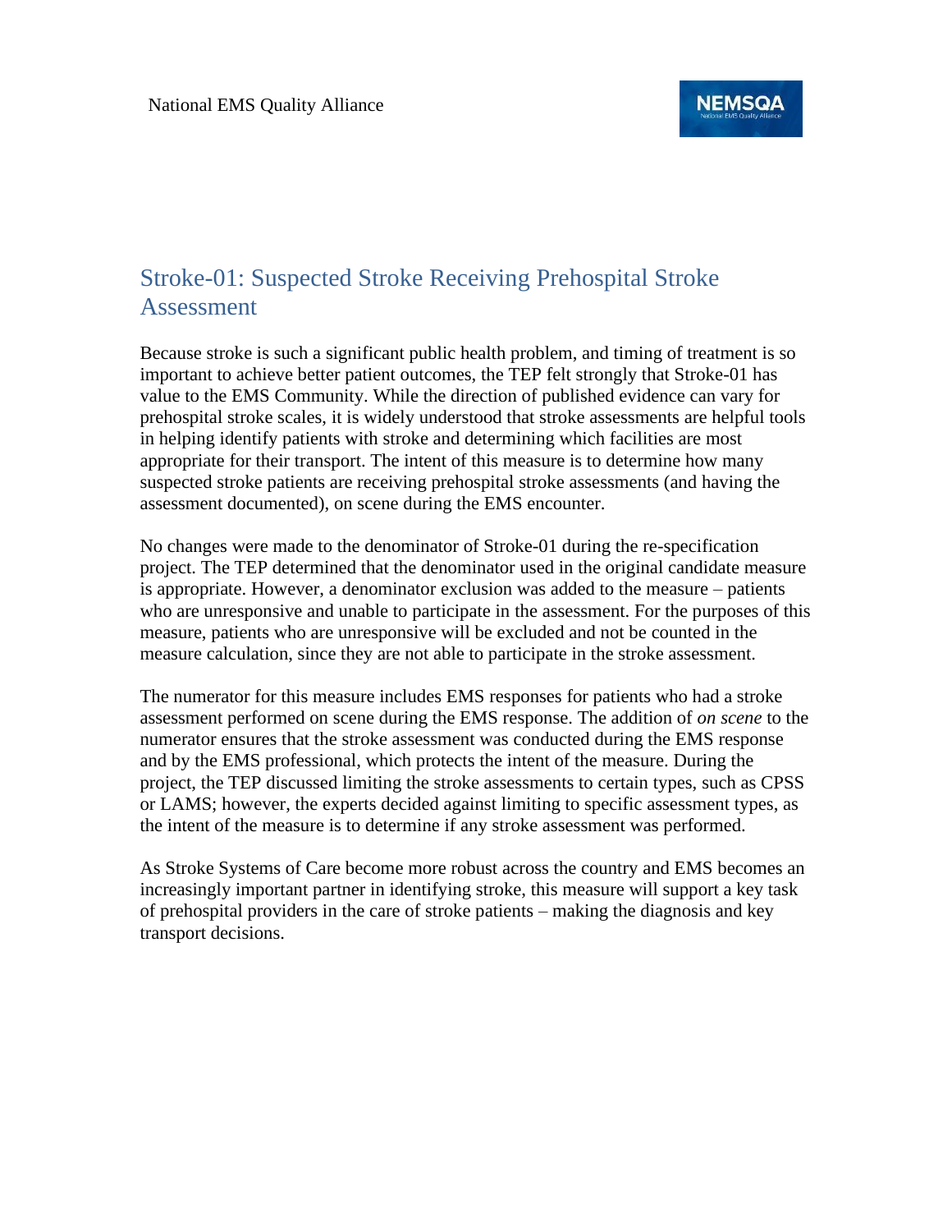## Stroke-01: Suspected Stroke Receiving Prehospital Stroke Assessment

Because stroke is such a significant public health problem, and timing of treatment is so important to achieve better patient outcomes, the TEP felt strongly that Stroke-01 has value to the EMS Community. While the direction of published evidence can vary for prehospital stroke scales, it is widely understood that stroke assessments are helpful tools in helping identify patients with stroke and determining which facilities are most appropriate for their transport. The intent of this measure is to determine how many suspected stroke patients are receiving prehospital stroke assessments (and having the assessment documented), on scene during the EMS encounter.

No changes were made to the denominator of Stroke-01 during the re-specification project. The TEP determined that the denominator used in the original candidate measure is appropriate. However, a denominator exclusion was added to the measure – patients who are unresponsive and unable to participate in the assessment. For the purposes of this measure, patients who are unresponsive will be excluded and not be counted in the measure calculation, since they are not able to participate in the stroke assessment.

The numerator for this measure includes EMS responses for patients who had a stroke assessment performed on scene during the EMS response. The addition of *on scene* to the numerator ensures that the stroke assessment was conducted during the EMS response and by the EMS professional, which protects the intent of the measure. During the project, the TEP discussed limiting the stroke assessments to certain types, such as CPSS or LAMS; however, the experts decided against limiting to specific assessment types, as the intent of the measure is to determine if any stroke assessment was performed.

As Stroke Systems of Care become more robust across the country and EMS becomes an increasingly important partner in identifying stroke, this measure will support a key task of prehospital providers in the care of stroke patients – making the diagnosis and key transport decisions.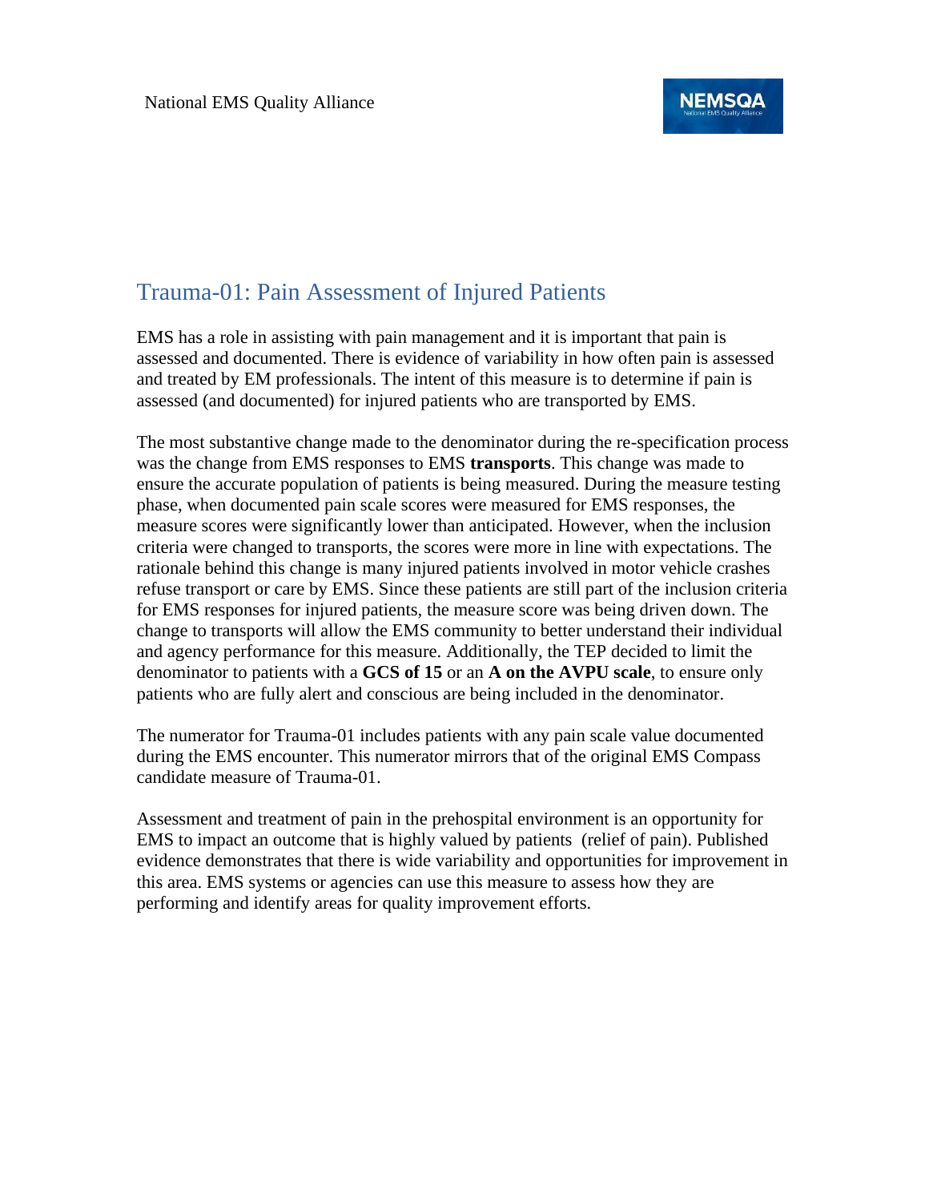## Trauma-01: Pain Assessment of Injured Patients

EMS has a role in assisting with pain management and it is important that pain is assessed and documented. There is evidence of variability in how often pain is assessed and treated by EM professionals. The intent of this measure is to determine if pain is assessed (and documented) for injured patients who are transported by EMS.

The most substantive change made to the denominator during the re-specification process was the change from EMS responses to EMS **transports**. This change was made to ensure the accurate population of patients is being measured. During the measure testing phase, when documented pain scale scores were measured for EMS responses, the measure scores were significantly lower than anticipated. However, when the inclusion criteria were changed to transports, the scores were more in line with expectations. The rationale behind this change is many injured patients involved in motor vehicle crashes refuse transport or care by EMS. Since these patients are still part of the inclusion criteria for EMS responses for injured patients, the measure score was being driven down. The change to transports will allow the EMS community to better understand their individual and agency performance for this measure. Additionally, the TEP decided to limit the denominator to patients with a **GCS of 15** or an **A on the AVPU scale**, to ensure only patients who are fully alert and conscious are being included in the denominator.

The numerator for Trauma-01 includes patients with any pain scale value documented during the EMS encounter. This numerator mirrors that of the original EMS Compass candidate measure of Trauma-01.

Assessment and treatment of pain in the prehospital environment is an opportunity for EMS to impact an outcome that is highly valued by patients (relief of pain). Published evidence demonstrates that there is wide variability and opportunities for improvement in this area. EMS systems or agencies can use this measure to assess how they are performing and identify areas for quality improvement efforts.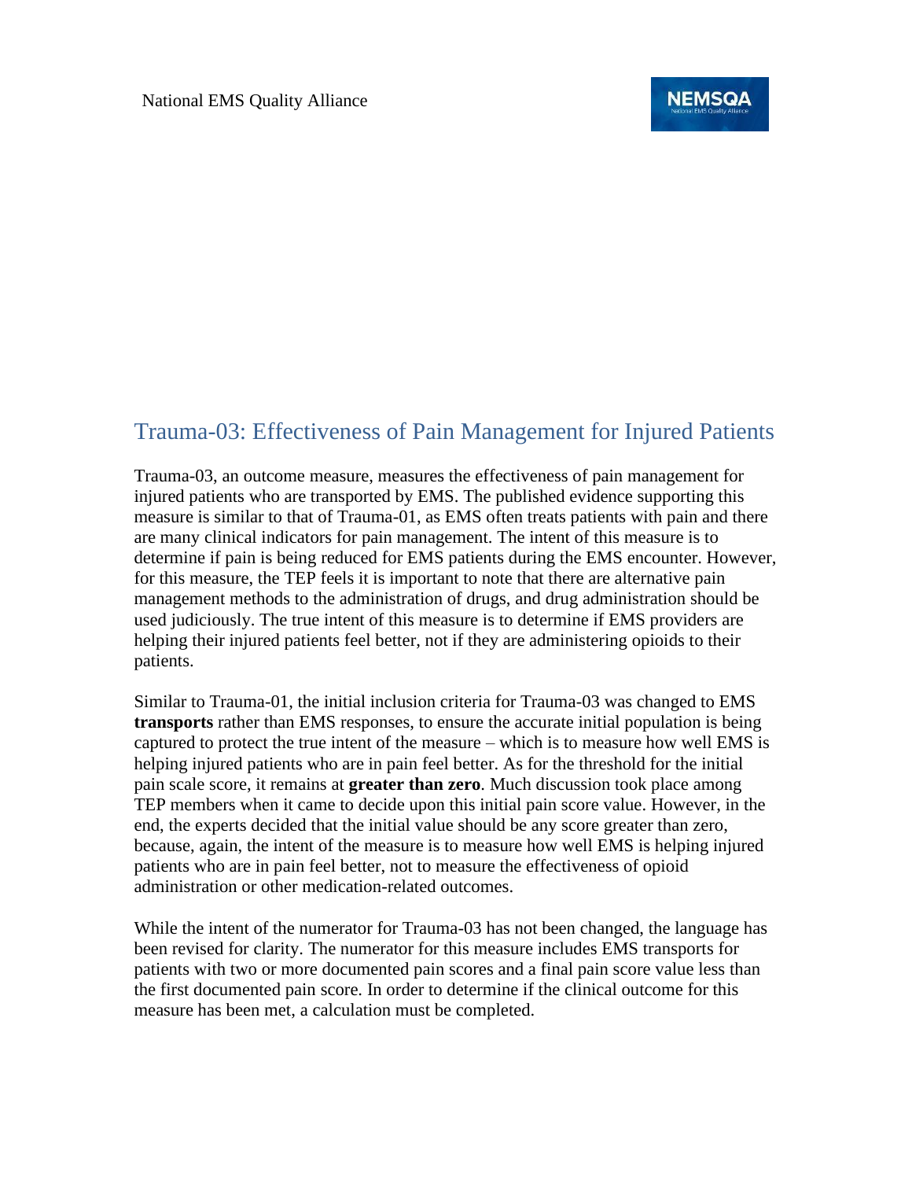## Trauma-03: Effectiveness of Pain Management for Injured Patients

Trauma-03, an outcome measure, measures the effectiveness of pain management for injured patients who are transported by EMS. The published evidence supporting this measure is similar to that of Trauma-01, as EMS often treats patients with pain and there are many clinical indicators for pain management. The intent of this measure is to determine if pain is being reduced for EMS patients during the EMS encounter. However, for this measure, the TEP feels it is important to note that there are alternative pain management methods to the administration of drugs, and drug administration should be used judiciously. The true intent of this measure is to determine if EMS providers are helping their injured patients feel better, not if they are administering opioids to their patients.

Similar to Trauma-01, the initial inclusion criteria for Trauma-03 was changed to EMS **transports** rather than EMS responses, to ensure the accurate initial population is being captured to protect the true intent of the measure – which is to measure how well EMS is helping injured patients who are in pain feel better. As for the threshold for the initial pain scale score, it remains at **greater than zero**. Much discussion took place among TEP members when it came to decide upon this initial pain score value. However, in the end, the experts decided that the initial value should be any score greater than zero, because, again, the intent of the measure is to measure how well EMS is helping injured patients who are in pain feel better, not to measure the effectiveness of opioid administration or other medication-related outcomes.

While the intent of the numerator for Trauma-03 has not been changed, the language has been revised for clarity. The numerator for this measure includes EMS transports for patients with two or more documented pain scores and a final pain score value less than the first documented pain score. In order to determine if the clinical outcome for this measure has been met, a calculation must be completed.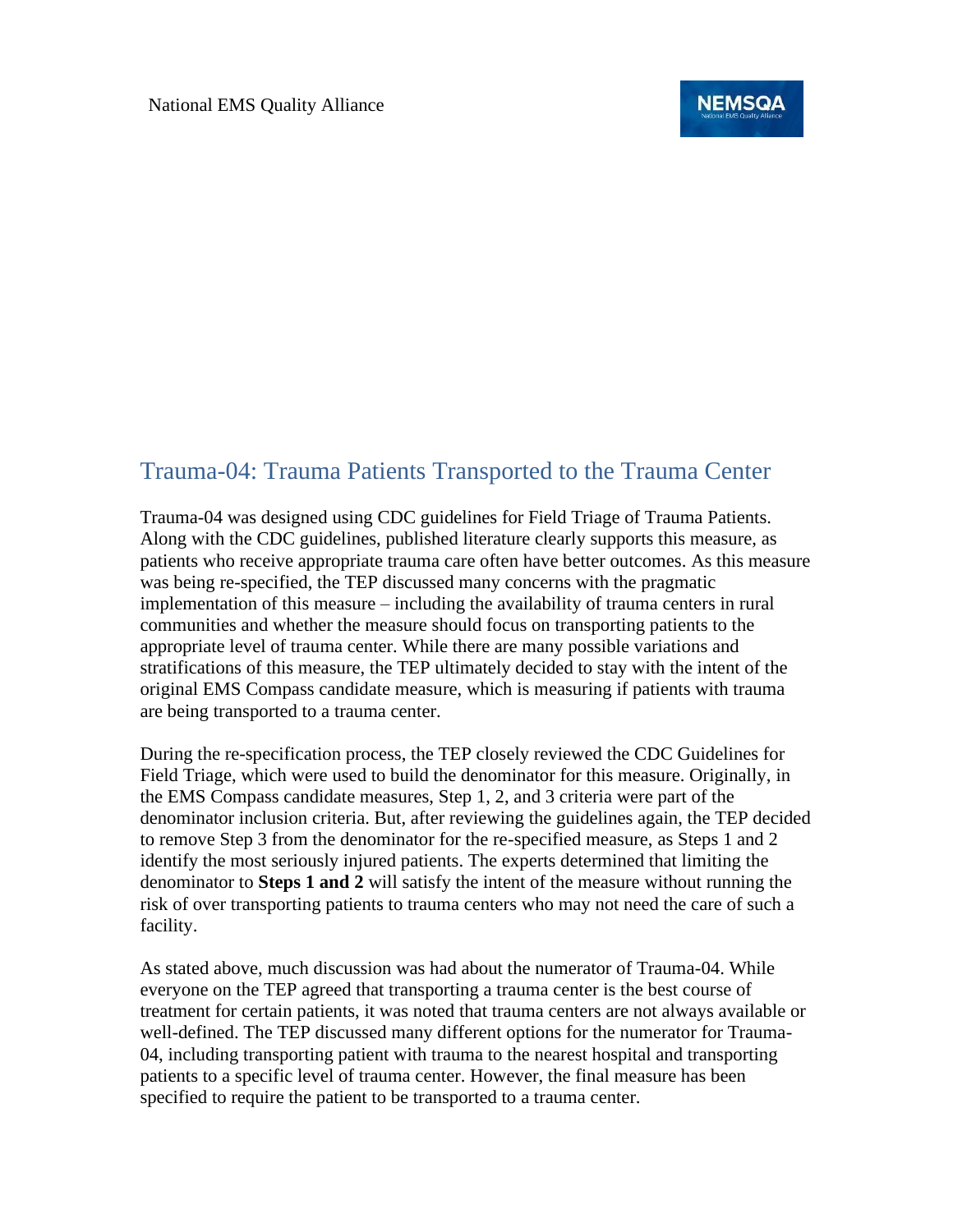## Trauma-04: Trauma Patients Transported to the Trauma Center

Trauma-04 was designed using CDC guidelines for Field Triage of Trauma Patients. Along with the CDC guidelines, published literature clearly supports this measure, as patients who receive appropriate trauma care often have better outcomes. As this measure was being re-specified, the TEP discussed many concerns with the pragmatic implementation of this measure – including the availability of trauma centers in rural communities and whether the measure should focus on transporting patients to the appropriate level of trauma center. While there are many possible variations and stratifications of this measure, the TEP ultimately decided to stay with the intent of the original EMS Compass candidate measure, which is measuring if patients with trauma are being transported to a trauma center.

During the re-specification process, the TEP closely reviewed the CDC Guidelines for Field Triage, which were used to build the denominator for this measure. Originally, in the EMS Compass candidate measures, Step 1, 2, and 3 criteria were part of the denominator inclusion criteria. But, after reviewing the guidelines again, the TEP decided to remove Step 3 from the denominator for the re-specified measure, as Steps 1 and 2 identify the most seriously injured patients. The experts determined that limiting the denominator to **Steps 1 and 2** will satisfy the intent of the measure without running the risk of over transporting patients to trauma centers who may not need the care of such a facility.

As stated above, much discussion was had about the numerator of Trauma-04. While everyone on the TEP agreed that transporting a trauma center is the best course of treatment for certain patients, it was noted that trauma centers are not always available or well-defined. The TEP discussed many different options for the numerator for Trauma-04, including transporting patient with trauma to the nearest hospital and transporting patients to a specific level of trauma center. However, the final measure has been specified to require the patient to be transported to a trauma center.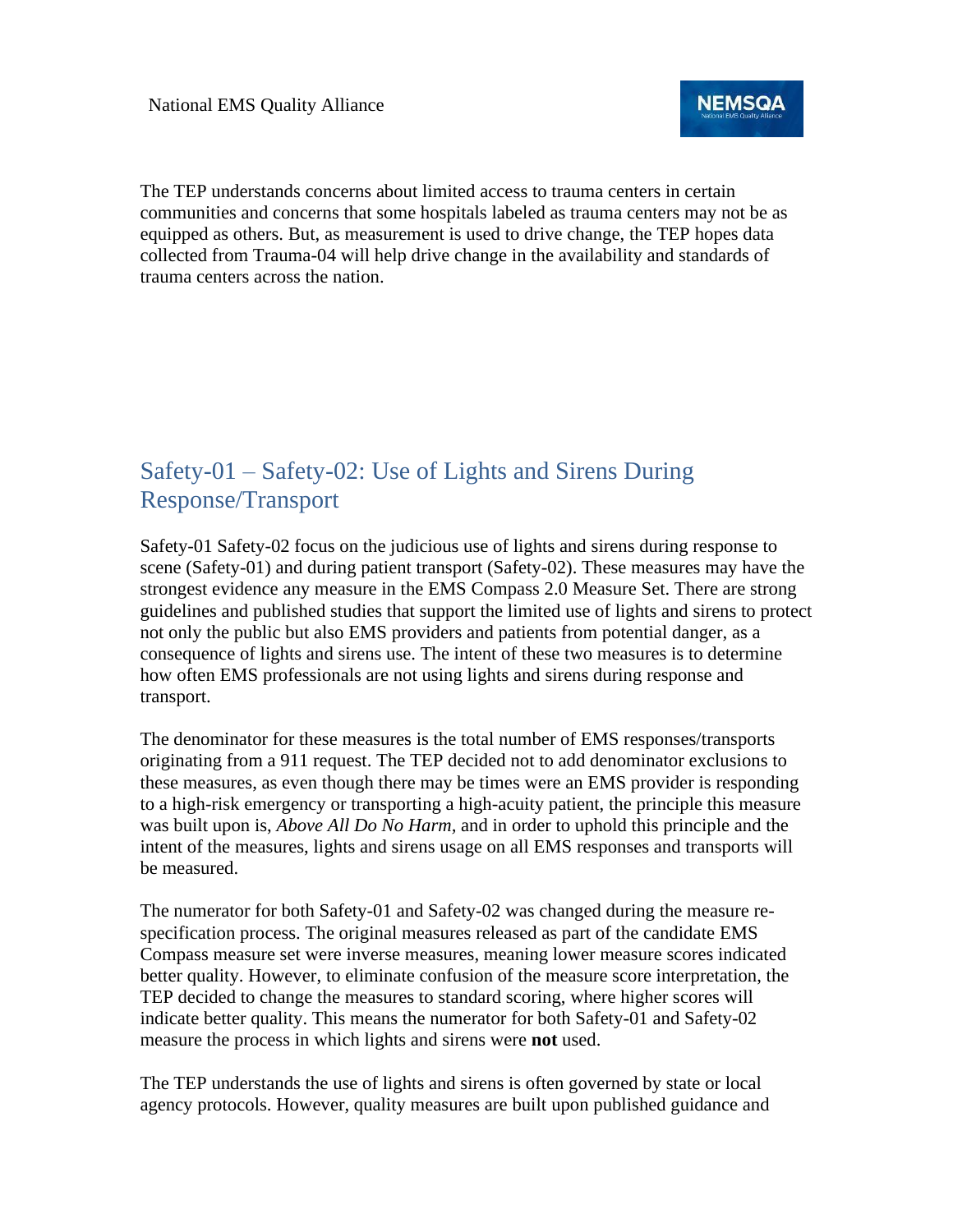The TEP understands concerns about limited access to trauma centers in certain communities and concerns that some hospitals labeled as trauma centers may not be as equipped as others. But, as measurement is used to drive change, the TEP hopes data collected from Trauma-04 will help drive change in the availability and standards of trauma centers across the nation.

## Safety-01 – Safety-02: Use of Lights and Sirens During Response/Transport

Safety-01 Safety-02 focus on the judicious use of lights and sirens during response to scene (Safety-01) and during patient transport (Safety-02). These measures may have the strongest evidence any measure in the EMS Compass 2.0 Measure Set. There are strong guidelines and published studies that support the limited use of lights and sirens to protect not only the public but also EMS providers and patients from potential danger, as a consequence of lights and sirens use. The intent of these two measures is to determine how often EMS professionals are not using lights and sirens during response and transport.

The denominator for these measures is the total number of EMS responses/transports originating from a 911 request. The TEP decided not to add denominator exclusions to these measures, as even though there may be times were an EMS provider is responding to a high-risk emergency or transporting a high-acuity patient, the principle this measure was built upon is, *Above All Do No Harm,* and in order to uphold this principle and the intent of the measures, lights and sirens usage on all EMS responses and transports will be measured.

The numerator for both Safety-01 and Safety-02 was changed during the measure re-specification process. The original measures released as part of the candidate EMS Compass measure set were inverse measures, meaning lower measure scores indicated better quality. However, to eliminate confusion of the measure score interpretation, the TEP decided to change the measures to standard scoring, where higher scores will indicate better quality. This means the numerator for both Safety-01 and Safety-02 measure the process in which lights and sirens were **not** used.

The TEP understands the use of lights and sirens is often governed by state or local agency protocols. However, quality measures are built upon published guidance and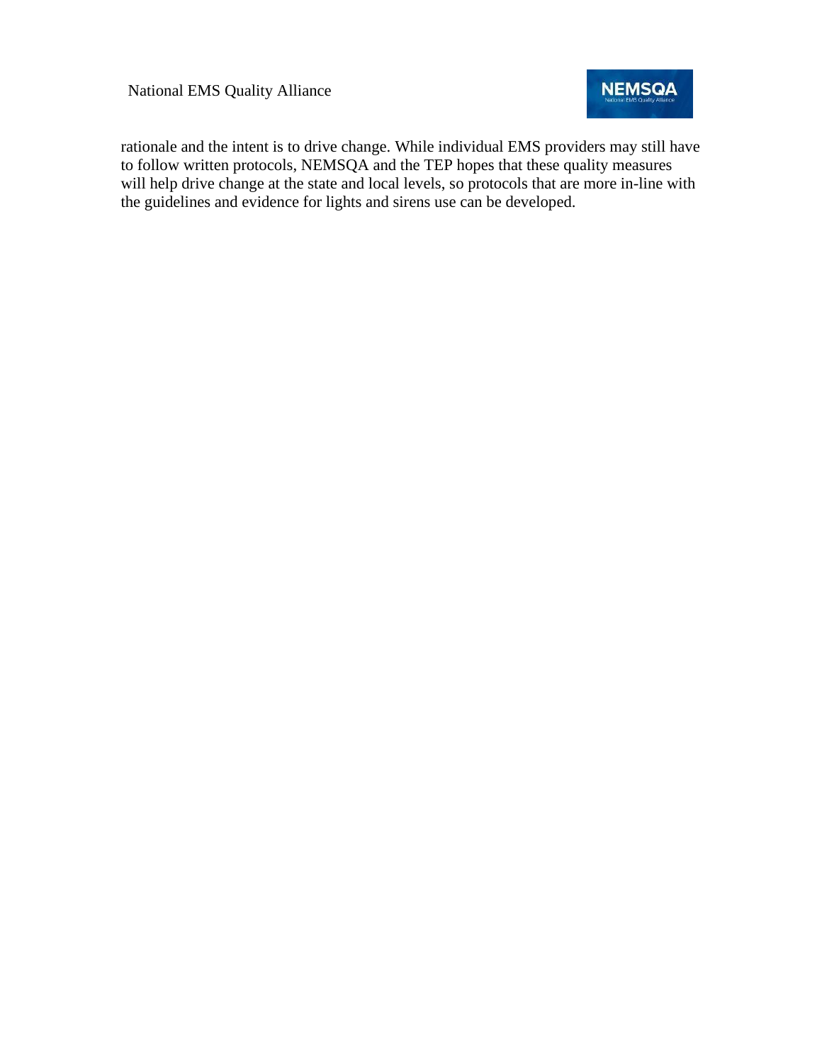rationale and the intent is to drive change. While individual EMS providers may still have to follow written protocols, NEMSQA and the TEP hopes that these quality measures will help drive change at the state and local levels, so protocols that are more in-line with the guidelines and evidence for lights and sirens use can be developed.